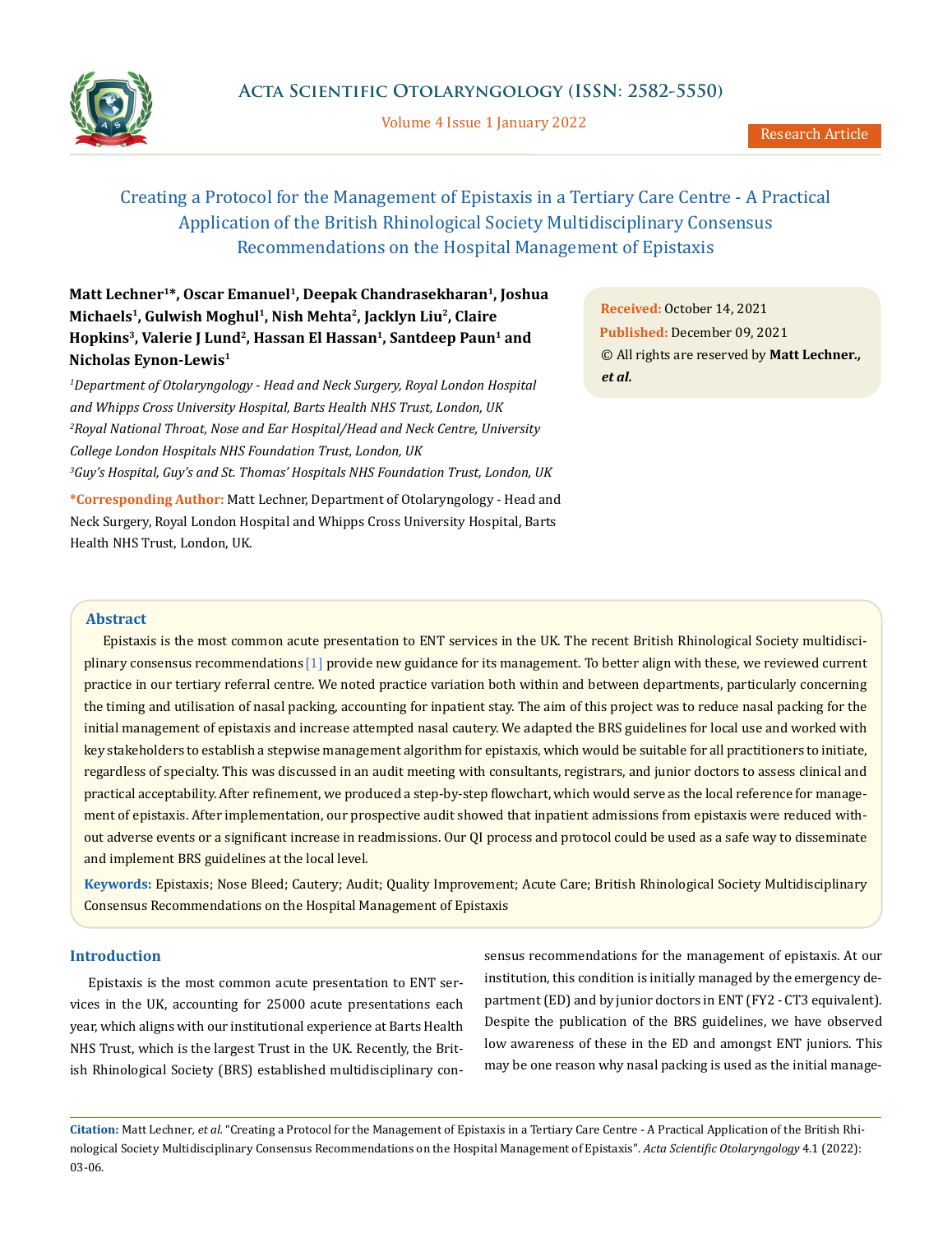# Creating a Protocol for the Management of Epistaxis in a Tertiary Care Centre - A Practical Application of the British Rhinological Society Multidisciplinary Consensus Recommendations on the Hospital Management of Epistaxis

**Matt Lechner[1]\*, Oscar Emanuel[1], Deepak Chandrasekharan[1], Joshua Michaels[1], Gulwish Moghul[1], Nish Mehta[2], Jacklyn Liu[2], Claire Hopkins[3], Valerie J Lund[2], Hassan El Hassan[1], Santdeep Paun[1] and Nicholas Eynon-Lewis[1]**

[1]*Department of Otolaryngology - Head and Neck Surgery, Royal London Hospital and Whipps Cross University Hospital, Barts Health NHS Trust, London, UK*

[2]*Royal National Throat, Nose and Ear Hospital/Head and Neck Centre, University College London Hospitals NHS Foundation Trust, London, UK*

[3]*Guy's Hospital, Guy's and St. Thomas' Hospitals NHS Foundation Trust, London, UK*

**\*Corresponding Author:** Matt Lechner, Department of Otolaryngology - Head and Neck Surgery, Royal London Hospital and Whipps Cross University Hospital, Barts Health NHS Trust, London, UK.

**Received:** October 14, 2021
**Published:** December 09, 2021
© All rights are reserved by **Matt Lechner., *et al.***

## Abstract

Epistaxis is the most common acute presentation to ENT services in the UK. The recent British Rhinological Society multidisciplinary consensus recommendations [1] provide new guidance for its management. To better align with these, we reviewed current practice in our tertiary referral centre. We noted practice variation both within and between departments, particularly concerning the timing and utilisation of nasal packing, accounting for inpatient stay. The aim of this project was to reduce nasal packing for the initial management of epistaxis and increase attempted nasal cautery. We adapted the BRS guidelines for local use and worked with key stakeholders to establish a stepwise management algorithm for epistaxis, which would be suitable for all practitioners to initiate, regardless of specialty. This was discussed in an audit meeting with consultants, registrars, and junior doctors to assess clinical and practical acceptability. After refinement, we produced a step-by-step flowchart, which would serve as the local reference for management of epistaxis. After implementation, our prospective audit showed that inpatient admissions from epistaxis were reduced without adverse events or a significant increase in readmissions. Our QI process and protocol could be used as a safe way to disseminate and implement BRS guidelines at the local level.

**Keywords:** Epistaxis; Nose Bleed; Cautery; Audit; Quality Improvement; Acute Care; British Rhinological Society Multidisciplinary Consensus Recommendations on the Hospital Management of Epistaxis

## Introduction

Epistaxis is the most common acute presentation to ENT services in the UK, accounting for 25000 acute presentations each year, which aligns with our institutional experience at Barts Health NHS Trust, which is the largest Trust in the UK. Recently, the British Rhinological Society (BRS) established multidisciplinary consensus recommendations for the management of epistaxis. At our institution, this condition is initially managed by the emergency department (ED) and by junior doctors in ENT (FY2 - CT3 equivalent). Despite the publication of the BRS guidelines, we have observed low awareness of these in the ED and amongst ENT juniors. This may be one reason why nasal packing is used as the initial manage-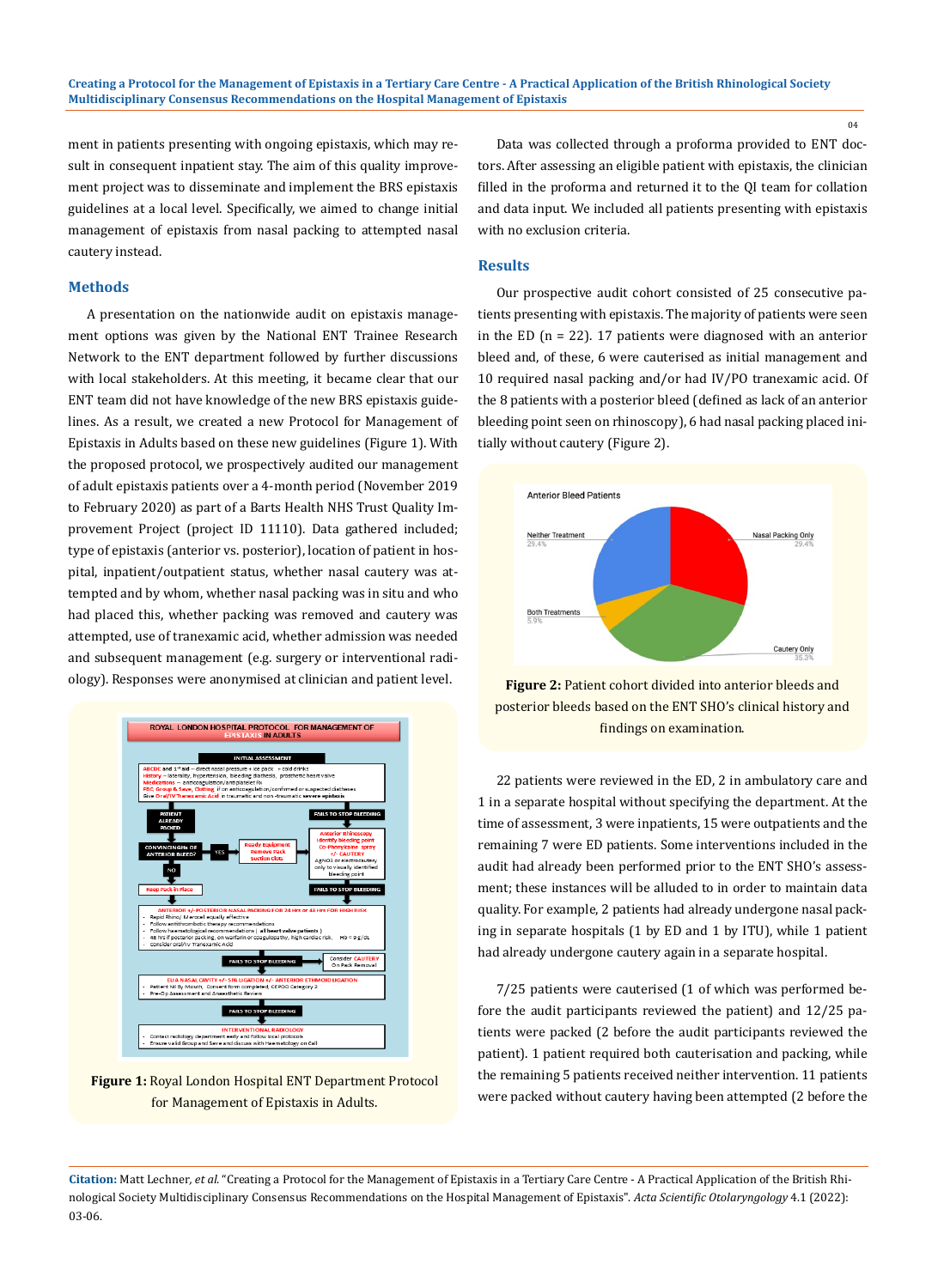ment in patients presenting with ongoing epistaxis, which may result in consequent inpatient stay. The aim of this quality improvement project was to disseminate and implement the BRS epistaxis guidelines at a local level. Specifically, we aimed to change initial management of epistaxis from nasal packing to attempted nasal cautery instead.

## Methods

A presentation on the nationwide audit on epistaxis management options was given by the National ENT Trainee Research Network to the ENT department followed by further discussions with local stakeholders. At this meeting, it became clear that our ENT team did not have knowledge of the new BRS epistaxis guidelines. As a result, we created a new Protocol for Management of Epistaxis in Adults based on these new guidelines (Figure 1). With the proposed protocol, we prospectively audited our management of adult epistaxis patients over a 4-month period (November 2019 to February 2020) as part of a Barts Health NHS Trust Quality Improvement Project (project ID 11110). Data gathered included; type of epistaxis (anterior vs. posterior), location of patient in hospital, inpatient/outpatient status, whether nasal cautery was attempted and by whom, whether nasal packing was in situ and who had placed this, whether packing was removed and cautery was attempted, use of tranexamic acid, whether admission was needed and subsequent management (e.g. surgery or interventional radiology). Responses were anonymised at clinician and patient level.

**Figure 1:** Royal London Hospital ENT Department Protocol for Management of Epistaxis in Adults.

Data was collected through a proforma provided to ENT doctors. After assessing an eligible patient with epistaxis, the clinician filled in the proforma and returned it to the QI team for collation and data input. We included all patients presenting with epistaxis with no exclusion criteria.

## Results

Our prospective audit cohort consisted of 25 consecutive patients presenting with epistaxis. The majority of patients were seen in the ED (n = 22). 17 patients were diagnosed with an anterior bleed and, of these, 6 were cauterised as initial management and 10 required nasal packing and/or had IV/PO tranexamic acid. Of the 8 patients with a posterior bleed (defined as lack of an anterior bleeding point seen on rhinoscopy), 6 had nasal packing placed initially without cautery (Figure 2).

**Figure 2:** Patient cohort divided into anterior bleeds and posterior bleeds based on the ENT SHO's clinical history and findings on examination.

22 patients were reviewed in the ED, 2 in ambulatory care and 1 in a separate hospital without specifying the department. At the time of assessment, 3 were inpatients, 15 were outpatients and the remaining 7 were ED patients. Some interventions included in the audit had already been performed prior to the ENT SHO's assessment; these instances will be alluded to in order to maintain data quality. For example, 2 patients had already undergone nasal packing in separate hospitals (1 by ED and 1 by ITU), while 1 patient had already undergone cautery again in a separate hospital.

7/25 patients were cauterised (1 of which was performed before the audit participants reviewed the patient) and 12/25 patients were packed (2 before the audit participants reviewed the patient). 1 patient required both cauterisation and packing, while the remaining 5 patients received neither intervention. 11 patients were packed without cautery having been attempted (2 before the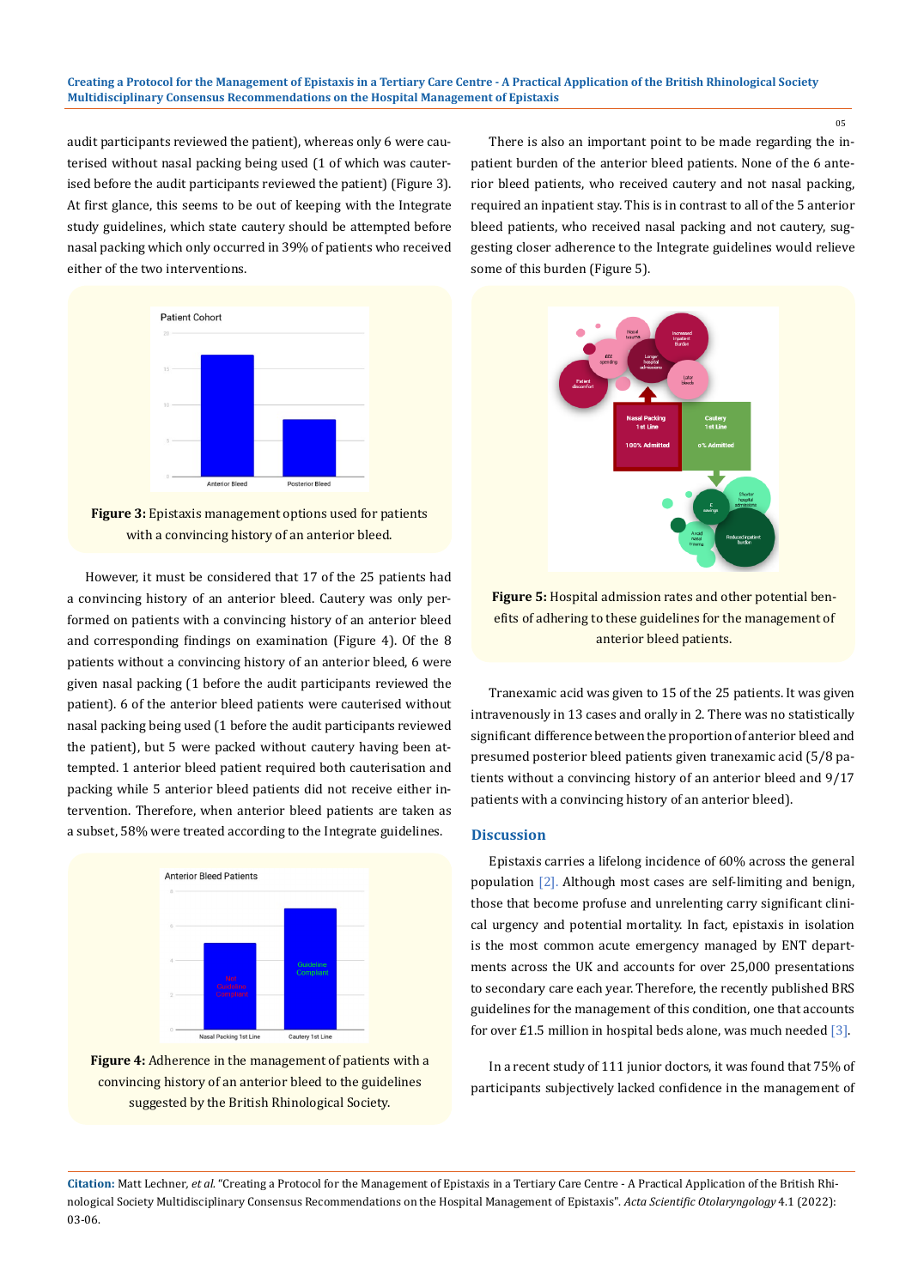audit participants reviewed the patient), whereas only 6 were cauterised without nasal packing being used (1 of which was cauterised before the audit participants reviewed the patient) (Figure 3). At first glance, this seems to be out of keeping with the Integrate study guidelines, which state cautery should be attempted before nasal packing which only occurred in 39% of patients who received either of the two interventions.

**Figure 3:** Epistaxis management options used for patients with a convincing history of an anterior bleed.

However, it must be considered that 17 of the 25 patients had a convincing history of an anterior bleed. Cautery was only performed on patients with a convincing history of an anterior bleed and corresponding findings on examination (Figure 4). Of the 8 patients without a convincing history of an anterior bleed, 6 were given nasal packing (1 before the audit participants reviewed the patient). 6 of the anterior bleed patients were cauterised without nasal packing being used (1 before the audit participants reviewed the patient), but 5 were packed without cautery having been attempted. 1 anterior bleed patient required both cauterisation and packing while 5 anterior bleed patients did not receive either intervention. Therefore, when anterior bleed patients are taken as a subset, 58% were treated according to the Integrate guidelines.

**Figure 4:** Adherence in the management of patients with a convincing history of an anterior bleed to the guidelines suggested by the British Rhinological Society.

There is also an important point to be made regarding the inpatient burden of the anterior bleed patients. None of the 6 anterior bleed patients, who received cautery and not nasal packing, required an inpatient stay. This is in contrast to all of the 5 anterior bleed patients, who received nasal packing and not cautery, suggesting closer adherence to the Integrate guidelines would relieve some of this burden (Figure 5).

**Figure 5:** Hospital admission rates and other potential benefits of adhering to these guidelines for the management of anterior bleed patients.

Tranexamic acid was given to 15 of the 25 patients. It was given intravenously in 13 cases and orally in 2. There was no statistically significant difference between the proportion of anterior bleed and presumed posterior bleed patients given tranexamic acid (5/8 patients without a convincing history of an anterior bleed and 9/17 patients with a convincing history of an anterior bleed).

## Discussion

Epistaxis carries a lifelong incidence of 60% across the general population [2]. Although most cases are self-limiting and benign, those that become profuse and unrelenting carry significant clinical urgency and potential mortality. In fact, epistaxis in isolation is the most common acute emergency managed by ENT departments across the UK and accounts for over 25,000 presentations to secondary care each year. Therefore, the recently published BRS guidelines for the management of this condition, one that accounts for over £1.5 million in hospital beds alone, was much needed [3].

In a recent study of 111 junior doctors, it was found that 75% of participants subjectively lacked confidence in the management of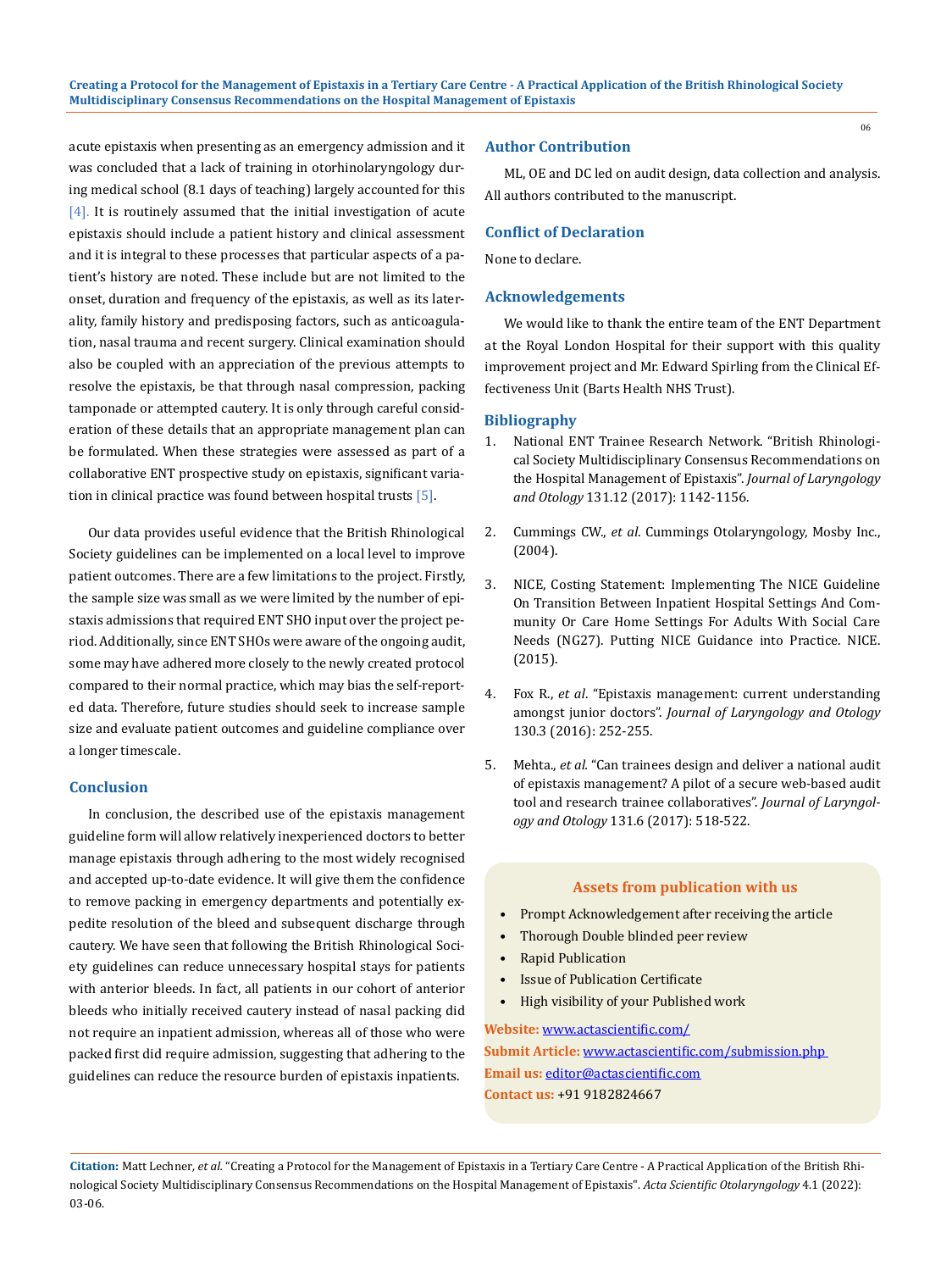acute epistaxis when presenting as an emergency admission and it was concluded that a lack of training in otorhinolaryngology during medical school (8.1 days of teaching) largely accounted for this [4]. It is routinely assumed that the initial investigation of acute epistaxis should include a patient history and clinical assessment and it is integral to these processes that particular aspects of a patient's history are noted. These include but are not limited to the onset, duration and frequency of the epistaxis, as well as its laterality, family history and predisposing factors, such as anticoagulation, nasal trauma and recent surgery. Clinical examination should also be coupled with an appreciation of the previous attempts to resolve the epistaxis, be that through nasal compression, packing tamponade or attempted cautery. It is only through careful consideration of these details that an appropriate management plan can be formulated. When these strategies were assessed as part of a collaborative ENT prospective study on epistaxis, significant variation in clinical practice was found between hospital trusts [5].

Our data provides useful evidence that the British Rhinological Society guidelines can be implemented on a local level to improve patient outcomes. There are a few limitations to the project. Firstly, the sample size was small as we were limited by the number of epistaxis admissions that required ENT SHO input over the project period. Additionally, since ENT SHOs were aware of the ongoing audit, some may have adhered more closely to the newly created protocol compared to their normal practice, which may bias the self-reported data. Therefore, future studies should seek to increase sample size and evaluate patient outcomes and guideline compliance over a longer timescale.

## Conclusion

In conclusion, the described use of the epistaxis management guideline form will allow relatively inexperienced doctors to better manage epistaxis through adhering to the most widely recognised and accepted up-to-date evidence. It will give them the confidence to remove packing in emergency departments and potentially expedite resolution of the bleed and subsequent discharge through cautery. We have seen that following the British Rhinological Society guidelines can reduce unnecessary hospital stays for patients with anterior bleeds. In fact, all patients in our cohort of anterior bleeds who initially received cautery instead of nasal packing did not require an inpatient admission, whereas all of those who were packed first did require admission, suggesting that adhering to the guidelines can reduce the resource burden of epistaxis inpatients.

## Author Contribution

ML, OE and DC led on audit design, data collection and analysis. All authors contributed to the manuscript.

## Conflict of Declaration

None to declare.

## Acknowledgements

We would like to thank the entire team of the ENT Department at the Royal London Hospital for their support with this quality improvement project and Mr. Edward Spirling from the Clinical Effectiveness Unit (Barts Health NHS Trust).

## Bibliography

1. National ENT Trainee Research Network. "British Rhinological Society Multidisciplinary Consensus Recommendations on the Hospital Management of Epistaxis". *Journal of Laryngology and Otology* 131.12 (2017): 1142-1156.
2. Cummings CW., *et al*. Cummings Otolaryngology, Mosby Inc., (2004).
3. NICE, Costing Statement: Implementing The NICE Guideline On Transition Between Inpatient Hospital Settings And Community Or Care Home Settings For Adults With Social Care Needs (NG27). Putting NICE Guidance into Practice. NICE. (2015).
4. Fox R., *et al*. "Epistaxis management: current understanding amongst junior doctors". *Journal of Laryngology and Otology* 130.3 (2016): 252-255.
5. Mehta., *et al*. "Can trainees design and deliver a national audit of epistaxis management? A pilot of a secure web-based audit tool and research trainee collaboratives". *Journal of Laryngology and Otology* 131.6 (2017): 518-522.

**Assets from publication with us**

- Prompt Acknowledgement after receiving the article
- Thorough Double blinded peer review
- Rapid Publication
- Issue of Publication Certificate
- High visibility of your Published work

**Website:** www.actascientific.com/
**Submit Article:** www.actascientific.com/submission.php
**Email us:** editor@actascientific.com
**Contact us:** +91 9182824667

**Citation:** Matt Lechner, *et al.* "Creating a Protocol for the Management of Epistaxis in a Tertiary Care Centre - A Practical Application of the British Rhinological Society Multidisciplinary Consensus Recommendations on the Hospital Management of Epistaxis". *Acta Scientific Otolaryngology* 4.1 (2022): 03-06.